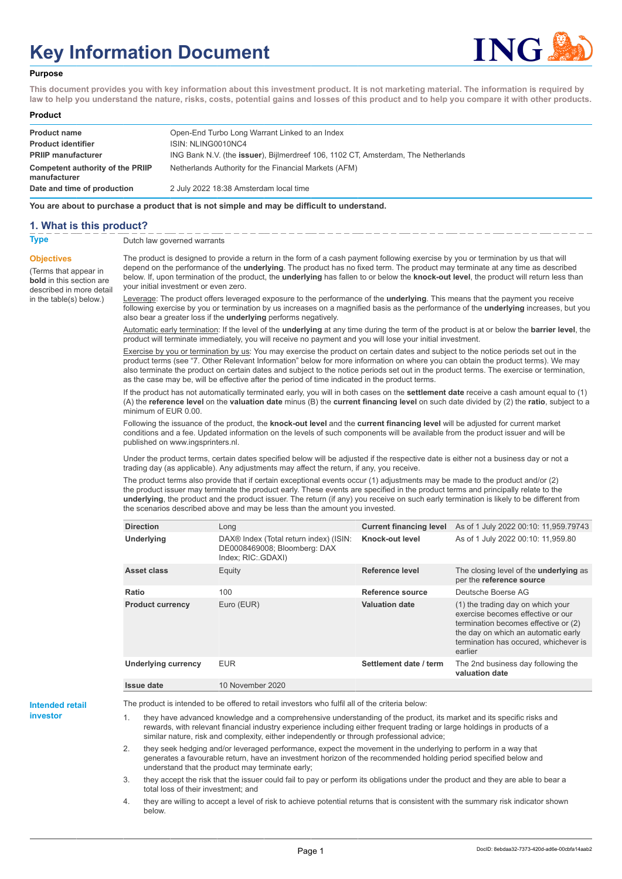# Key Information Document

**Purpose**

**This document provides you with key information about this investment product. It is not marketing material. The information is required by law to help you understand the nature, risks, costs, potential gains and losses of this product and to help you compare it with other products.**

**Product**

| | |
|---|---|
| **Product name** | Open-End Turbo Long Warrant Linked to an Index |
| **Product identifier** | ISIN: NLING0010NC4 |
| **PRIIP manufacturer** | ING Bank N.V. (the **issuer**), Bijlmerdreef 106, 1102 CT, Amsterdam, The Netherlands |
| **Competent authority of the PRIIP manufacturer** | Netherlands Authority for the Financial Markets (AFM) |
| **Date and time of production** | 2 July 2022 18:38 Amsterdam local time |

**You are about to purchase a product that is not simple and may be difficult to understand.**

## 1. What is this product?

**Type**

Dutch law governed warrants

**Objectives**

(Terms that appear in **bold** in this section are described in more detail in the table(s) below.)

The product is designed to provide a return in the form of a cash payment following exercise by you or termination by us that will depend on the performance of the **underlying**. The product has no fixed term. The product may terminate at any time as described below. If, upon termination of the product, the **underlying** has fallen to or below the **knock-out level**, the product will return less than your initial investment or even zero.

Leverage: The product offers leveraged exposure to the performance of the **underlying**. This means that the payment you receive following exercise by you or termination by us increases on a magnified basis as the performance of the **underlying** increases, but you also bear a greater loss if the **underlying** performs negatively.

Automatic early termination: If the level of the **underlying** at any time during the term of the product is at or below the **barrier level**, the product will terminate immediately, you will receive no payment and you will lose your initial investment.

Exercise by you or termination by us: You may exercise the product on certain dates and subject to the notice periods set out in the product terms (see "7. Other Relevant Information" below for more information on where you can obtain the product terms). We may also terminate the product on certain dates and subject to the notice periods set out in the product terms. The exercise or termination, as the case may be, will be effective after the period of time indicated in the product terms.

If the product has not automatically terminated early, you will in both cases on the **settlement date** receive a cash amount equal to (1) (A) the **reference level** on the **valuation date** minus (B) the **current financing level** on such date divided by (2) the **ratio**, subject to a minimum of EUR 0.00.

Following the issuance of the product, the **knock-out level** and the **current financing level** will be adjusted for current market conditions and a fee. Updated information on the levels of such components will be available from the product issuer and will be published on www.ingsprinters.nl.

Under the product terms, certain dates specified below will be adjusted if the respective date is either not a business day or not a trading day (as applicable). Any adjustments may affect the return, if any, you receive.

The product terms also provide that if certain exceptional events occur (1) adjustments may be made to the product and/or (2) the product issuer may terminate the product early. These events are specified in the product terms and principally relate to the **underlying**, the product and the product issuer. The return (if any) you receive on such early termination is likely to be different from the scenarios described above and may be less than the amount you invested.

| | | | |
|---|---|---|---|
| **Direction** | Long | **Current financing level** | As of 1 July 2022 00:10: 11,959.79743 |
| **Underlying** | DAX® Index (Total return index) (ISIN: DE0008469008; Bloomberg: DAX Index; RIC:.GDAXI) | **Knock-out level** | As of 1 July 2022 00:10: 11,959.80 |
| **Asset class** | Equity | **Reference level** | The closing level of the **underlying** as per the **reference source** |
| **Ratio** | 100 | **Reference source** | Deutsche Boerse AG |
| **Product currency** | Euro (EUR) | **Valuation date** | (1) the trading day on which your exercise becomes effective or our termination becomes effective or (2) the day on which an automatic early termination has occured, whichever is earlier |
| **Underlying currency** | EUR | **Settlement date / term** | The 2nd business day following the **valuation date** |
| **Issue date** | 10 November 2020 | | |

**Intended retail investor**

The product is intended to be offered to retail investors who fulfil all of the criteria below:

1. they have advanced knowledge and a comprehensive understanding of the product, its market and its specific risks and rewards, with relevant financial industry experience including either frequent trading or large holdings in products of a similar nature, risk and complexity, either independently or through professional advice;
2. they seek hedging and/or leveraged performance, expect the movement in the underlying to perform in a way that generates a favourable return, have an investment horizon of the recommended holding period specified below and understand that the product may terminate early;
3. they accept the risk that the issuer could fail to pay or perform its obligations under the product and they are able to bear a total loss of their investment; and
4. they are willing to accept a level of risk to achieve potential returns that is consistent with the summary risk indicator shown below.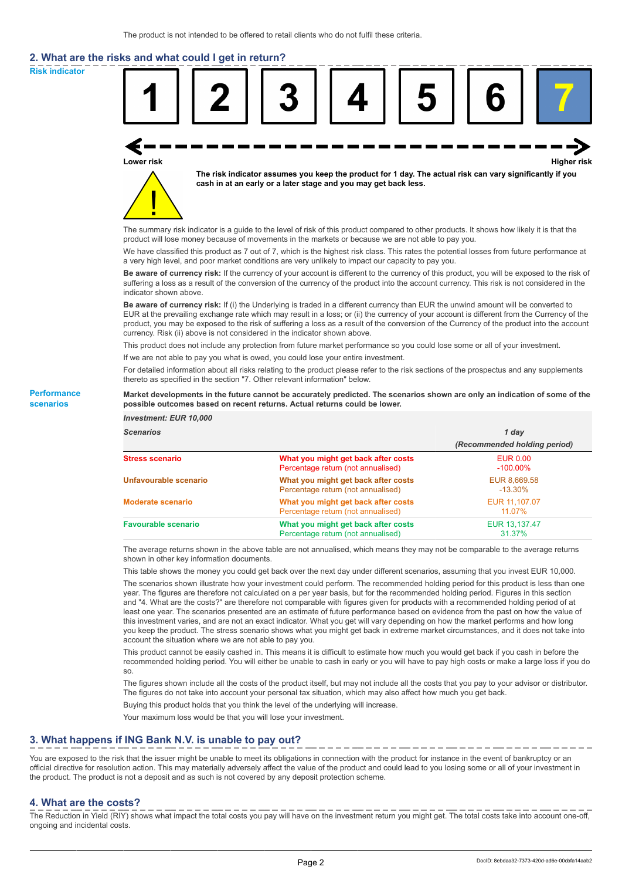The product is not intended to be offered to retail clients who do not fulfil these criteria.

## 2. What are the risks and what could I get in return?

**Risk indicator**

| 1 | 2 | 3 | 4 | 5 | 6 | 7 |
|---|---|---|---|---|---|---|

**Lower risk** — **Higher risk**

**The risk indicator assumes you keep the product for 1 day. The actual risk can vary significantly if you cash in at an early or a later stage and you may get back less.**

The summary risk indicator is a guide to the level of risk of this product compared to other products. It shows how likely it is that the product will lose money because of movements in the markets or because we are not able to pay you.

We have classified this product as 7 out of 7, which is the highest risk class. This rates the potential losses from future performance at a very high level, and poor market conditions are very unlikely to impact our capacity to pay you.

**Be aware of currency risk:** If the currency of your account is different to the currency of this product, you will be exposed to the risk of suffering a loss as a result of the conversion of the currency of the product into the account currency. This risk is not considered in the indicator shown above.

**Be aware of currency risk:** If (i) the Underlying is traded in a different currency than EUR the unwind amount will be converted to EUR at the prevailing exchange rate which may result in a loss; or (ii) the currency of your account is different from the Currency of the product, you may be exposed to the risk of suffering a loss as a result of the conversion of the Currency of the product into the account currency. Risk (ii) above is not considered in the indicator shown above.

This product does not include any protection from future market performance so you could lose some or all of your investment.

If we are not able to pay you what is owed, you could lose your entire investment.

For detailed information about all risks relating to the product please refer to the risk sections of the prospectus and any supplements thereto as specified in the section "7. Other relevant information" below.

**Performance scenarios**

**Market developments in the future cannot be accurately predicted. The scenarios shown are only an indication of some of the possible outcomes based on recent returns. Actual returns could be lower.**

| *Investment: EUR 10,000* | | |
|---|---|---|
| *Scenarios* | | *1 day (Recommended holding period)* |
| **Stress scenario** | **What you might get back after costs** | EUR 0.00 |
| | Percentage return (not annualised) | -100.00% |
| **Unfavourable scenario** | **What you might get back after costs** | EUR 8,669.58 |
| | Percentage return (not annualised) | -13.30% |
| **Moderate scenario** | **What you might get back after costs** | EUR 11,107.07 |
| | Percentage return (not annualised) | 11.07% |
| **Favourable scenario** | **What you might get back after costs** | EUR 13,137.47 |
| | Percentage return (not annualised) | 31.37% |

The average returns shown in the above table are not annualised, which means they may not be comparable to the average returns shown in other key information documents.

This table shows the money you could get back over the next day under different scenarios, assuming that you invest EUR 10,000.

The scenarios shown illustrate how your investment could perform. The recommended holding period for this product is less than one year. The figures are therefore not calculated on a per year basis, but for the recommended holding period. Figures in this section and "4. What are the costs?" are therefore not comparable with figures given for products with a recommended holding period of at least one year. The scenarios presented are an estimate of future performance based on evidence from the past on how the value of this investment varies, and are not an exact indicator. What you get will vary depending on how the market performs and how long you keep the product. The stress scenario shows what you might get back in extreme market circumstances, and it does not take into account the situation where we are not able to pay you.

This product cannot be easily cashed in. This means it is difficult to estimate how much you would get back if you cash in before the recommended holding period. You will either be unable to cash in early or you will have to pay high costs or make a large loss if you do so.

The figures shown include all the costs of the product itself, but may not include all the costs that you pay to your advisor or distributor. The figures do not take into account your personal tax situation, which may also affect how much you get back.

Buying this product holds that you think the level of the underlying will increase.

Your maximum loss would be that you will lose your investment.

## 3. What happens if ING Bank N.V. is unable to pay out?

You are exposed to the risk that the issuer might be unable to meet its obligations in connection with the product for instance in the event of bankruptcy or an official directive for resolution action. This may materially adversely affect the value of the product and could lead to you losing some or all of your investment in the product. The product is not a deposit and as such is not covered by any deposit protection scheme.

## 4. What are the costs?

The Reduction in Yield (RIY) shows what impact the total costs you pay will have on the investment return you might get. The total costs take into account one-off, ongoing and incidental costs.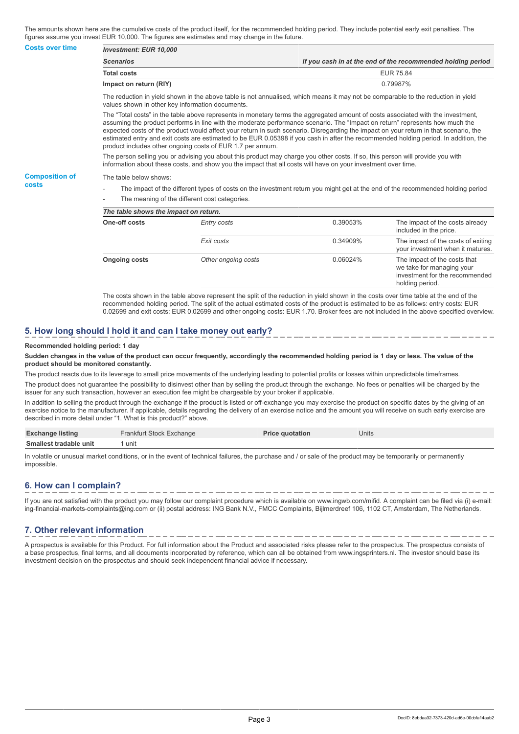The amounts shown here are the cumulative costs of the product itself, for the recommended holding period. They include potential early exit penalties. The figures assume you invest EUR 10,000. The figures are estimates and may change in the future.

**Costs over time**

| *Investment: EUR 10,000* | |
|---|---|
| ***Scenarios*** | ***If you cash in at the end of the recommended holding period*** |
| **Total costs** | EUR 75.84 |
| **Impact on return (RIY)** | 0.79987% |

The reduction in yield shown in the above table is not annualised, which means it may not be comparable to the reduction in yield values shown in other key information documents.

The "Total costs" in the table above represents in monetary terms the aggregated amount of costs associated with the investment, assuming the product performs in line with the moderate performance scenario. The "Impact on return" represents how much the expected costs of the product would affect your return in such scenario. Disregarding the impact on your return in that scenario, the estimated entry and exit costs are estimated to be EUR 0.05398 if you cash in after the recommended holding period. In addition, the product includes other ongoing costs of EUR 1.7 per annum.

The person selling you or advising you about this product may charge you other costs. If so, this person will provide you with information about these costs, and show you the impact that all costs will have on your investment over time.

**Composition of costs**

The table below shows:

- The impact of the different types of costs on the investment return you might get at the end of the recommended holding period
- The meaning of the different cost categories.

| *The table shows the impact on return.* | | | |
|---|---|---|---|
| **One-off costs** | *Entry costs* | 0.39053% | The impact of the costs already included in the price. |
| | *Exit costs* | 0.34909% | The impact of the costs of exiting your investment when it matures. |
| **Ongoing costs** | *Other ongoing costs* | 0.06024% | The impact of the costs that we take for managing your investment for the recommended holding period. |

The costs shown in the table above represent the split of the reduction in yield shown in the costs over time table at the end of the recommended holding period. The split of the actual estimated costs of the product is estimated to be as follows: entry costs: EUR 0.02699 and exit costs: EUR 0.02699 and other ongoing costs: EUR 1.70. Broker fees are not included in the above specified overview.

## 5. How long should I hold it and can I take money out early?

**Recommended holding period: 1 day**

**Sudden changes in the value of the product can occur frequently, accordingly the recommended holding period is 1 day or less. The value of the product should be monitored constantly.**

The product reacts due to its leverage to small price movements of the underlying leading to potential profits or losses within unpredictable timeframes.

The product does not guarantee the possibility to disinvest other than by selling the product through the exchange. No fees or penalties will be charged by the issuer for any such transaction, however an execution fee might be chargeable by your broker if applicable.

In addition to selling the product through the exchange if the product is listed or off-exchange you may exercise the product on specific dates by the giving of an exercise notice to the manufacturer. If applicable, details regarding the delivery of an exercise notice and the amount you will receive on such early exercise are described in more detail under "1. What is this product?" above.

| | | | |
|---|---|---|---|
| **Exchange listing** | Frankfurt Stock Exchange | **Price quotation** | Units |
| **Smallest tradable unit** | 1 unit | | |

In volatile or unusual market conditions, or in the event of technical failures, the purchase and / or sale of the product may be temporarily or permanently impossible.

## 6. How can I complain?

If you are not satisfied with the product you may follow our complaint procedure which is available on www.ingwb.com/mifid. A complaint can be filed via (i) e-mail: ing-financial-markets-complaints@ing.com or (ii) postal address: ING Bank N.V., FMCC Complaints, Bijlmerdreef 106, 1102 CT, Amsterdam, The Netherlands.

## 7. Other relevant information

A prospectus is available for this Product. For full information about the Product and associated risks please refer to the prospectus. The prospectus consists of a base prospectus, final terms, and all documents incorporated by reference, which can all be obtained from www.ingsprinters.nl. The investor should base its investment decision on the prospectus and should seek independent financial advice if necessary.